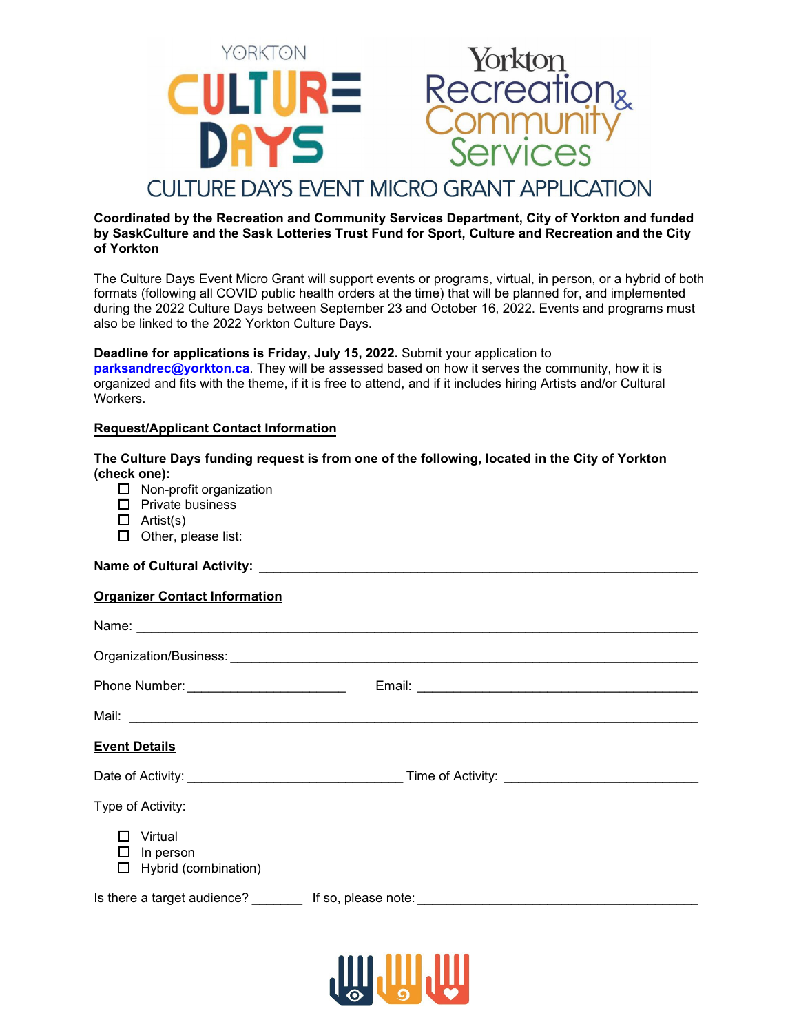YORKTON CULTURE DAYS

Yorkton Recreation & Community Services

# CULTURE DAYS EVENT MICRO GRANT APPLICATION

**Coordinated by the Recreation and Community Services Department, City of Yorkton and funded by SaskCulture and the Sask Lotteries Trust Fund for Sport, Culture and Recreation and the City of Yorkton**

The Culture Days Event Micro Grant will support events or programs, virtual, in person, or a hybrid of both formats (following all COVID public health orders at the time) that will be planned for, and implemented during the 2022 Culture Days between September 23 and October 16, 2022. Events and programs must also be linked to the 2022 Yorkton Culture Days.

**Deadline for applications is Friday, July 15, 2022.** Submit your application to **parksandrec@yorkton.ca**. They will be assessed based on how it serves the community, how it is organized and fits with the theme, if it is free to attend, and if it includes hiring Artists and/or Cultural Workers.

**Request/Applicant Contact Information**

**The Culture Days funding request is from one of the following, located in the City of Yorkton (check one):**

- ☐ Non-profit organization
- ☐ Private business
- ☐ Artist(s)
- ☐ Other, please list:

**Name of Cultural Activity:** ______________________________________________________________

**Organizer Contact Information**

Name: ________________________________________________________________________

Organization/Business: __________________________________________________________

Phone Number: _____________________ Email: ______________________________________

Mail: _________________________________________________________________________

**Event Details**

Date of Activity: _____________________________ Time of Activity: __________________________

Type of Activity:

- ☐ Virtual
- ☐ In person
- ☐ Hybrid (combination)

Is there a target audience? _______ If so, please note: ______________________________________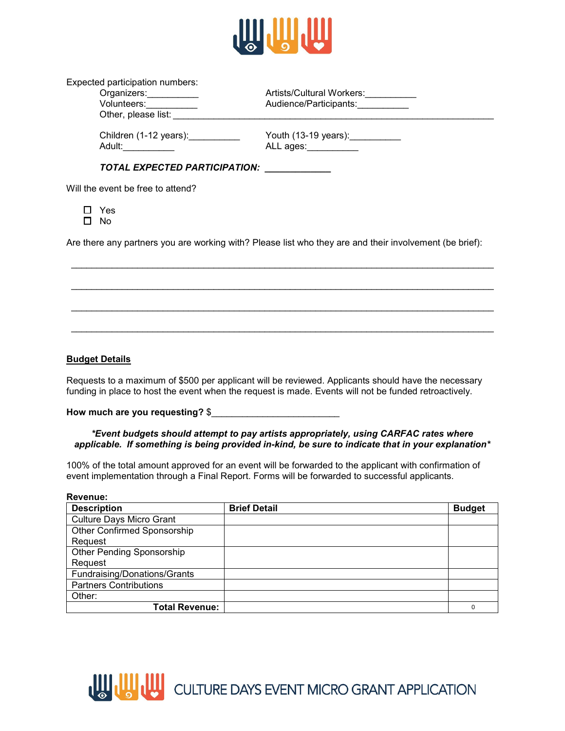Expected participation numbers:

Organizers:__________ Artists/Cultural Workers:__________
Volunteers:__________ Audience/Participants:__________
Other, please list: ____________________________________________________________

Children (1-12 years):__________ Youth (13-19 years):__________
Adult:__________ ALL ages:__________

***TOTAL EXPECTED PARTICIPATION:*** ____________

Will the event be free to attend?

- ☐ Yes
- ☐ No

Are there any partners you are working with? Please list who they are and their involvement (be brief):

________________________________________________________________________________

________________________________________________________________________________

________________________________________________________________________________

________________________________________________________________________________

## Budget Details

Requests to a maximum of $500 per applicant will be reviewed. Applicants should have the necessary funding in place to host the event when the request is made. Events will not be funded retroactively.

**How much are you requesting?** $________________________

***\*Event budgets should attempt to pay artists appropriately, using CARFAC rates where applicable. If something is being provided in-kind, be sure to indicate that in your explanation\****

100% of the total amount approved for an event will be forwarded to the applicant with confirmation of event implementation through a Final Report. Forms will be forwarded to successful applicants.

**Revenue:**

| Description | Brief Detail | Budget |
|---|---|---|
| Culture Days Micro Grant | | |
| Other Confirmed Sponsorship Request | | |
| Other Pending Sponsorship Request | | |
| Fundraising/Donations/Grants | | |
| Partners Contributions | | |
| Other: | | |
| **Total Revenue:** | | 0 |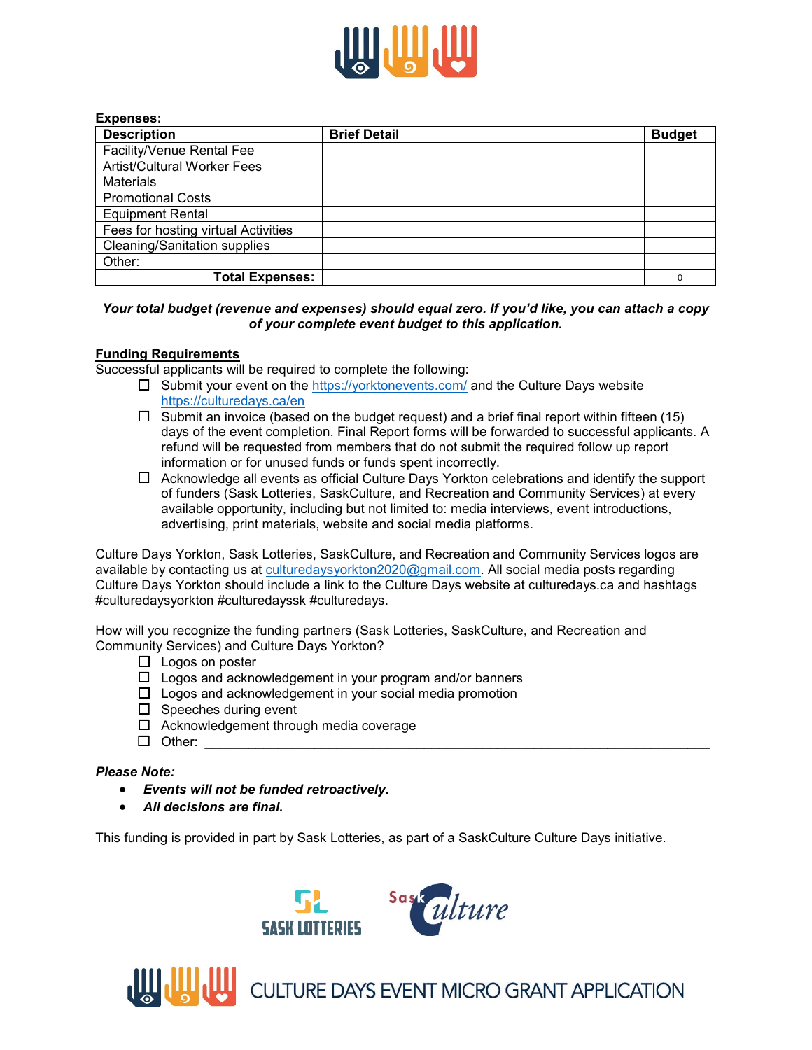**Expenses:**

| Description | Brief Detail | Budget |
|---|---|---|
| Facility/Venue Rental Fee | | |
| Artist/Cultural Worker Fees | | |
| Materials | | |
| Promotional Costs | | |
| Equipment Rental | | |
| Fees for hosting virtual Activities | | |
| Cleaning/Sanitation supplies | | |
| Other: | | |
| **Total Expenses:** | | 0 |

***Your total budget (revenue and expenses) should equal zero. If you'd like, you can attach a copy of your complete event budget to this application.***

**Funding Requirements**

Successful applicants will be required to complete the following:

- ☐ Submit your event on the https://yorktonevents.com/ and the Culture Days website https://culturedays.ca/en
- ☐ Submit an invoice (based on the budget request) and a brief final report within fifteen (15) days of the event completion. Final Report forms will be forwarded to successful applicants. A refund will be requested from members that do not submit the required follow up report information or for unused funds or funds spent incorrectly.
- ☐ Acknowledge all events as official Culture Days Yorkton celebrations and identify the support of funders (Sask Lotteries, SaskCulture, and Recreation and Community Services) at every available opportunity, including but not limited to: media interviews, event introductions, advertising, print materials, website and social media platforms.

Culture Days Yorkton, Sask Lotteries, SaskCulture, and Recreation and Community Services logos are available by contacting us at culturedaysyorkton2020@gmail.com. All social media posts regarding Culture Days Yorkton should include a link to the Culture Days website at culturedays.ca and hashtags #culturedaysyorkton #culturedayssk #culturedays.

How will you recognize the funding partners (Sask Lotteries, SaskCulture, and Recreation and Community Services) and Culture Days Yorkton?

- ☐ Logos on poster
- ☐ Logos and acknowledgement in your program and/or banners
- ☐ Logos and acknowledgement in your social media promotion
- ☐ Speeches during event
- ☐ Acknowledgement through media coverage
- ☐ Other: ______________________________________________________________________

***Please Note:***

- ***Events will not be funded retroactively.***
- ***All decisions are final.***

This funding is provided in part by Sask Lotteries, as part of a SaskCulture Culture Days initiative.

SASK LOTTERIES

SaskCulture

CULTURE DAYS EVENT MICRO GRANT APPLICATION